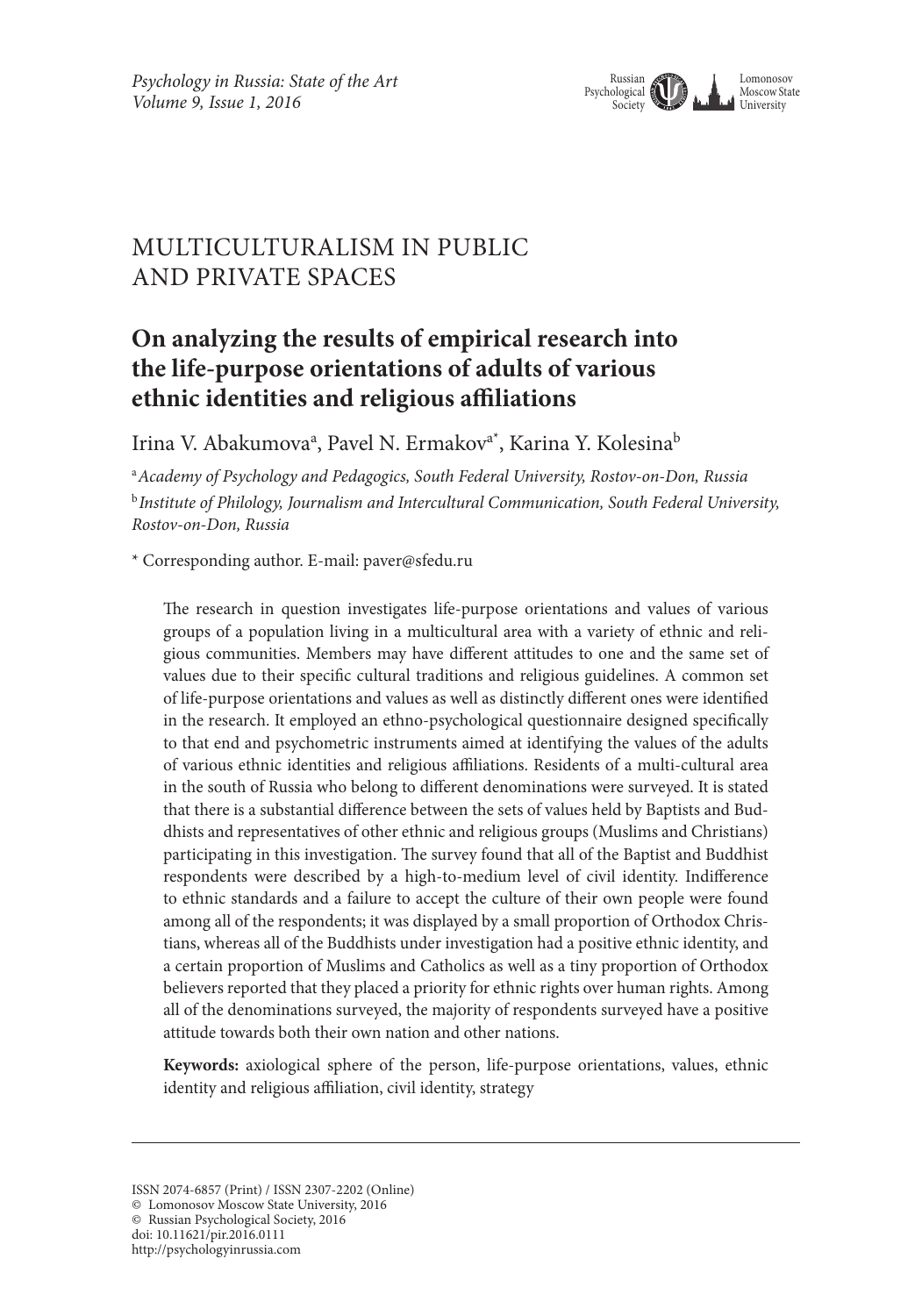MULTICULTURALISM IN PUBLIC AND PRIVATE SPACES

# On analyzing the results of empirical research into the life-purpose orientations of adults of various ethnic identities and religious affiliations

Irina V. Abakumova[a], Pavel N. Ermakov[a*], Karina Y. Kolesina[b]

[a] *Academy of Psychology and Pedagogics, South Federal University, Rostov-on-Don, Russia*

[b] *Institute of Philology, Journalism and Intercultural Communication, South Federal University, Rostov-on-Don, Russia*

\* Corresponding author. E-mail: paver@sfedu.ru

The research in question investigates life-purpose orientations and values of various groups of a population living in a multicultural area with a variety of ethnic and religious communities. Members may have different attitudes to one and the same set of values due to their specific cultural traditions and religious guidelines. A common set of life-purpose orientations and values as well as distinctly different ones were identified in the research. It employed an ethno-psychological questionnaire designed specifically to that end and psychometric instruments aimed at identifying the values of the adults of various ethnic identities and religious affiliations. Residents of a multi-cultural area in the south of Russia who belong to different denominations were surveyed. It is stated that there is a substantial difference between the sets of values held by Baptists and Buddhists and representatives of other ethnic and religious groups (Muslims and Christians) participating in this investigation. The survey found that all of the Baptist and Buddhist respondents were described by a high-to-medium level of civil identity. Indifference to ethnic standards and a failure to accept the culture of their own people were found among all of the respondents; it was displayed by a small proportion of Orthodox Christians, whereas all of the Buddhists under investigation had a positive ethnic identity, and a certain proportion of Muslims and Catholics as well as a tiny proportion of Orthodox believers reported that they placed a priority for ethnic rights over human rights. Among all of the denominations surveyed, the majority of respondents surveyed have a positive attitude towards both their own nation and other nations.

**Keywords:** axiological sphere of the person, life-purpose orientations, values, ethnic identity and religious affiliation, civil identity, strategy

---

ISSN 2074-6857 (Print) / ISSN 2307-2202 (Online)
© Lomonosov Moscow State University, 2016
© Russian Psychological Society, 2016
doi: 10.11621/pir.2016.0111
http://psychologyinrussia.com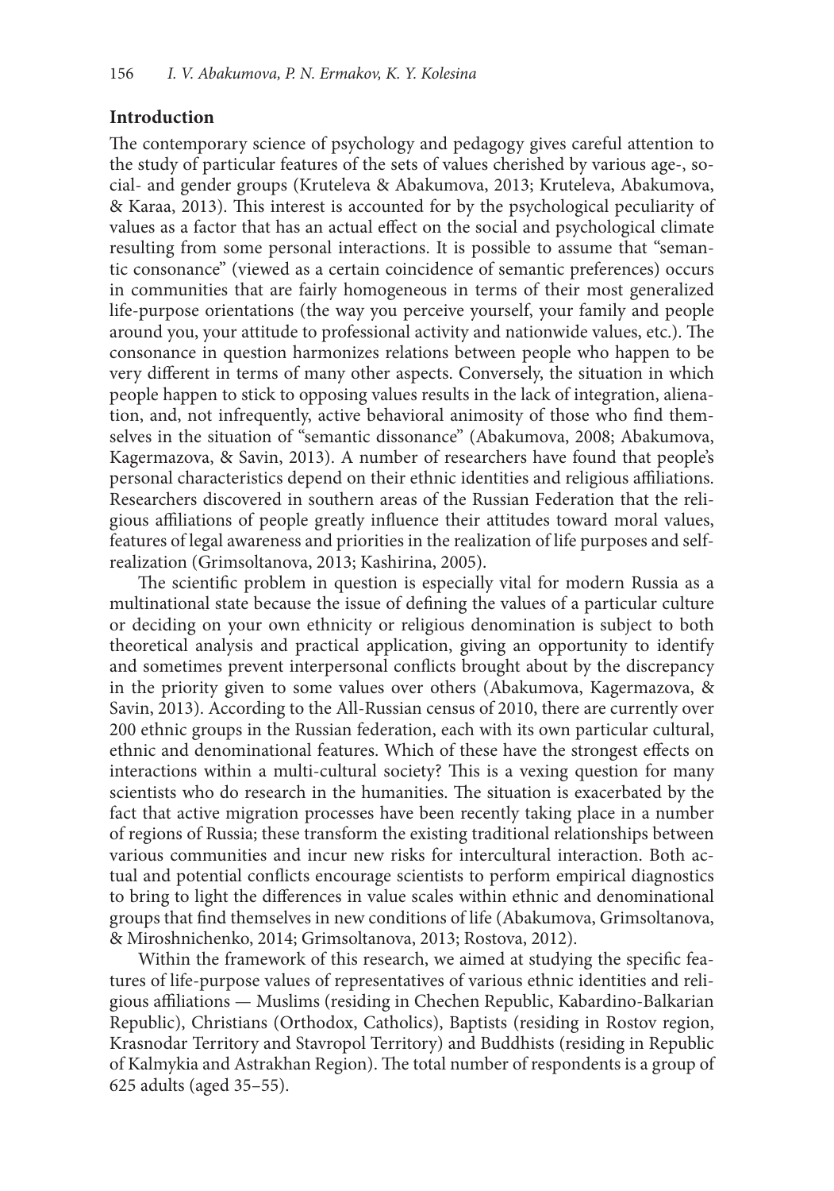## Introduction

The contemporary science of psychology and pedagogy gives careful attention to the study of particular features of the sets of values cherished by various age-, social- and gender groups (Kruteleva & Abakumova, 2013; Kruteleva, Abakumova, & Karaa, 2013). This interest is accounted for by the psychological peculiarity of values as a factor that has an actual effect on the social and psychological climate resulting from some personal interactions. It is possible to assume that "semantic consonance" (viewed as a certain coincidence of semantic preferences) occurs in communities that are fairly homogeneous in terms of their most generalized life-purpose orientations (the way you perceive yourself, your family and people around you, your attitude to professional activity and nationwide values, etc.). The consonance in question harmonizes relations between people who happen to be very different in terms of many other aspects. Conversely, the situation in which people happen to stick to opposing values results in the lack of integration, alienation, and, not infrequently, active behavioral animosity of those who find themselves in the situation of "semantic dissonance" (Abakumova, 2008; Abakumova, Kagermazova, & Savin, 2013). A number of researchers have found that people's personal characteristics depend on their ethnic identities and religious affiliations. Researchers discovered in southern areas of the Russian Federation that the religious affiliations of people greatly influence their attitudes toward moral values, features of legal awareness and priorities in the realization of life purposes and self-realization (Grimsoltanova, 2013; Kashirina, 2005).

The scientific problem in question is especially vital for modern Russia as a multinational state because the issue of defining the values of a particular culture or deciding on your own ethnicity or religious denomination is subject to both theoretical analysis and practical application, giving an opportunity to identify and sometimes prevent interpersonal conflicts brought about by the discrepancy in the priority given to some values over others (Abakumova, Kagermazova, & Savin, 2013). According to the All-Russian census of 2010, there are currently over 200 ethnic groups in the Russian federation, each with its own particular cultural, ethnic and denominational features. Which of these have the strongest effects on interactions within a multi-cultural society? This is a vexing question for many scientists who do research in the humanities. The situation is exacerbated by the fact that active migration processes have been recently taking place in a number of regions of Russia; these transform the existing traditional relationships between various communities and incur new risks for intercultural interaction. Both actual and potential conflicts encourage scientists to perform empirical diagnostics to bring to light the differences in value scales within ethnic and denominational groups that find themselves in new conditions of life (Abakumova, Grimsoltanova, & Miroshnichenko, 2014; Grimsoltanova, 2013; Rostova, 2012).

Within the framework of this research, we aimed at studying the specific features of life-purpose values of representatives of various ethnic identities and religious affiliations — Muslims (residing in Chechen Republic, Kabardino-Balkarian Republic), Christians (Orthodox, Catholics), Baptists (residing in Rostov region, Krasnodar Territory and Stavropol Territory) and Buddhists (residing in Republic of Kalmykia and Astrakhan Region). The total number of respondents is a group of 625 adults (aged 35–55).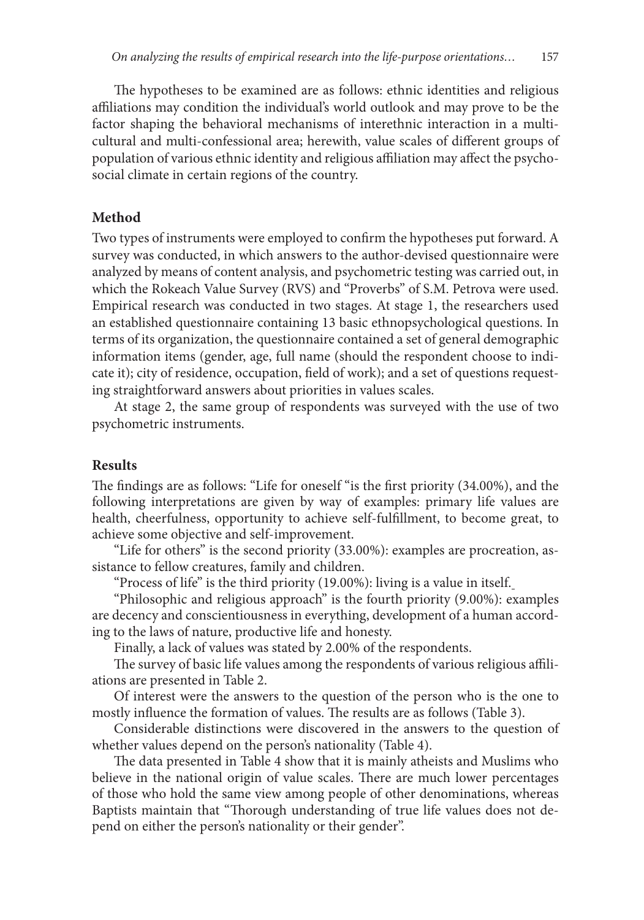The hypotheses to be examined are as follows: ethnic identities and religious affiliations may condition the individual's world outlook and may prove to be the factor shaping the behavioral mechanisms of interethnic interaction in a multicultural and multi-confessional area; herewith, value scales of different groups of population of various ethnic identity and religious affiliation may affect the psychosocial climate in certain regions of the country.

## Method

Two types of instruments were employed to confirm the hypotheses put forward. A survey was conducted, in which answers to the author-devised questionnaire were analyzed by means of content analysis, and psychometric testing was carried out, in which the Rokeach Value Survey (RVS) and "Proverbs" of S.M. Petrova were used. Empirical research was conducted in two stages. At stage 1, the researchers used an established questionnaire containing 13 basic ethnopsychological questions. In terms of its organization, the questionnaire contained a set of general demographic information items (gender, age, full name (should the respondent choose to indicate it); city of residence, occupation, field of work); and a set of questions requesting straightforward answers about priorities in values scales.

At stage 2, the same group of respondents was surveyed with the use of two psychometric instruments.

## Results

The findings are as follows: "Life for oneself "is the first priority (34.00%), and the following interpretations are given by way of examples: primary life values are health, cheerfulness, opportunity to achieve self-fulfillment, to become great, to achieve some objective and self-improvement.

"Life for others" is the second priority (33.00%): examples are procreation, assistance to fellow creatures, family and children.

"Process of life" is the third priority (19.00%): living is a value in itself.

"Philosophic and religious approach" is the fourth priority (9.00%): examples are decency and conscientiousness in everything, development of a human according to the laws of nature, productive life and honesty.

Finally, a lack of values was stated by 2.00% of the respondents.

The survey of basic life values among the respondents of various religious affiliations are presented in Table 2.

Of interest were the answers to the question of the person who is the one to mostly influence the formation of values. The results are as follows (Table 3).

Considerable distinctions were discovered in the answers to the question of whether values depend on the person's nationality (Table 4).

The data presented in Table 4 show that it is mainly atheists and Muslims who believe in the national origin of value scales. There are much lower percentages of those who hold the same view among people of other denominations, whereas Baptists maintain that "Thorough understanding of true life values does not depend on either the person's nationality or their gender".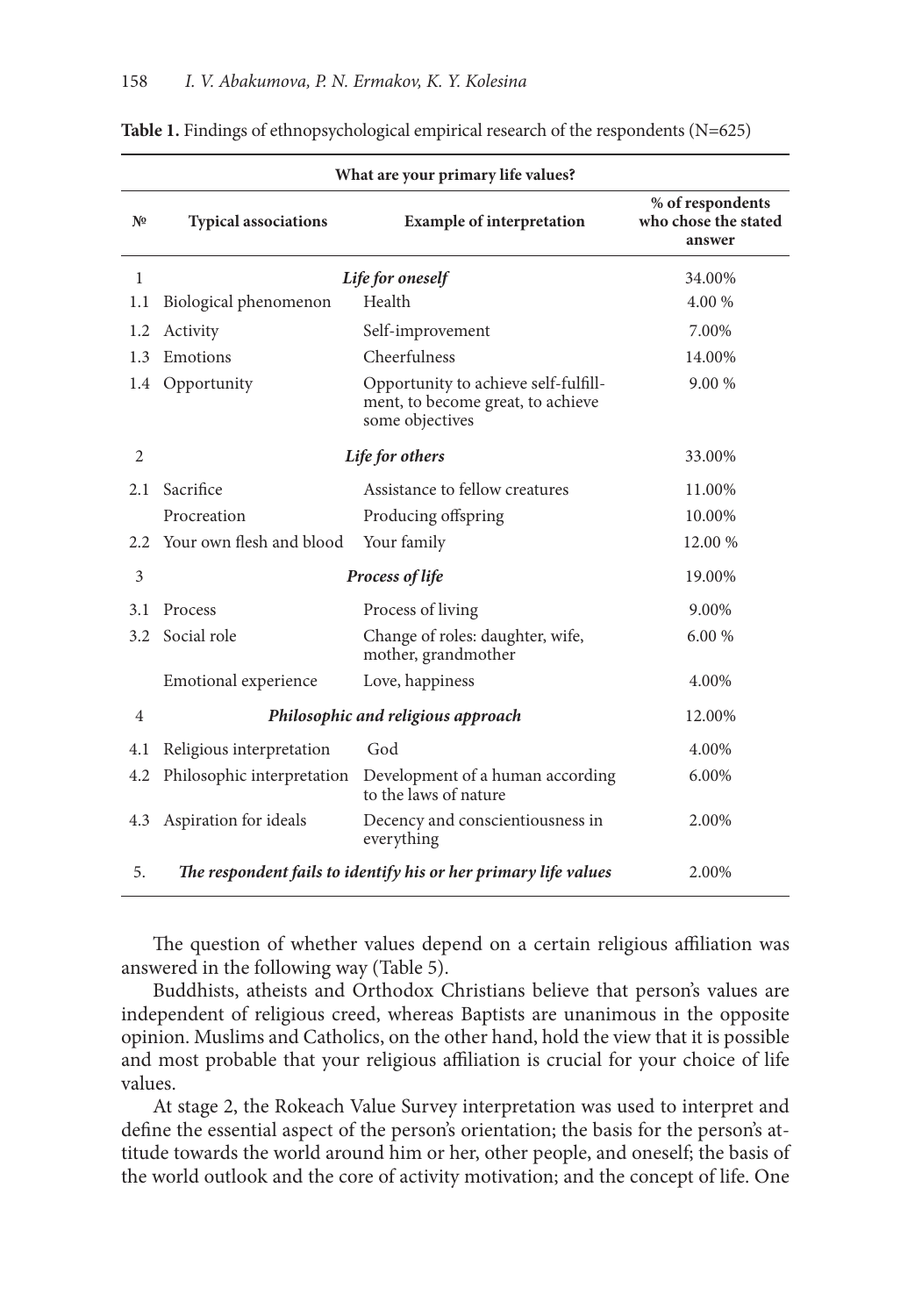**Table 1.** Findings of ethnopsychological empirical research of the respondents (N=625)

| What are your primary life values? | | | |
|---|---|---|---|
| № | Typical associations | Example of interpretation | % of respondents who chose the stated answer |
| 1 | ***Life for oneself*** | | 34.00% |
| 1.1 | Biological phenomenon | Health | 4.00 % |
| 1.2 | Activity | Self-improvement | 7.00% |
| 1.3 | Emotions | Cheerfulness | 14.00% |
| 1.4 | Opportunity | Opportunity to achieve self-fulfillment, to become great, to achieve some objectives | 9.00 % |
| 2 | ***Life for others*** | | 33.00% |
| 2.1 | Sacrifice | Assistance to fellow creatures | 11.00% |
| | Procreation | Producing offspring | 10.00% |
| 2.2 | Your own flesh and blood | Your family | 12.00 % |
| 3 | ***Process of life*** | | 19.00% |
| 3.1 | Process | Process of living | 9.00% |
| 3.2 | Social role | Change of roles: daughter, wife, mother, grandmother | 6.00 % |
| | Emotional experience | Love, happiness | 4.00% |
| 4 | ***Philosophic and religious approach*** | | 12.00% |
| 4.1 | Religious interpretation | God | 4.00% |
| 4.2 | Philosophic interpretation | Development of a human according to the laws of nature | 6.00% |
| 4.3 | Aspiration for ideals | Decency and conscientiousness in everything | 2.00% |
| 5. | ***The respondent fails to identify his or her primary life values*** | | 2.00% |

The question of whether values depend on a certain religious affiliation was answered in the following way (Table 5).

Buddhists, atheists and Orthodox Christians believe that person's values are independent of religious creed, whereas Baptists are unanimous in the opposite opinion. Muslims and Catholics, on the other hand, hold the view that it is possible and most probable that your religious affiliation is crucial for your choice of life values.

At stage 2, the Rokeach Value Survey interpretation was used to interpret and define the essential aspect of the person's orientation; the basis for the person's attitude towards the world around him or her, other people, and oneself; the basis of the world outlook and the core of activity motivation; and the concept of life. One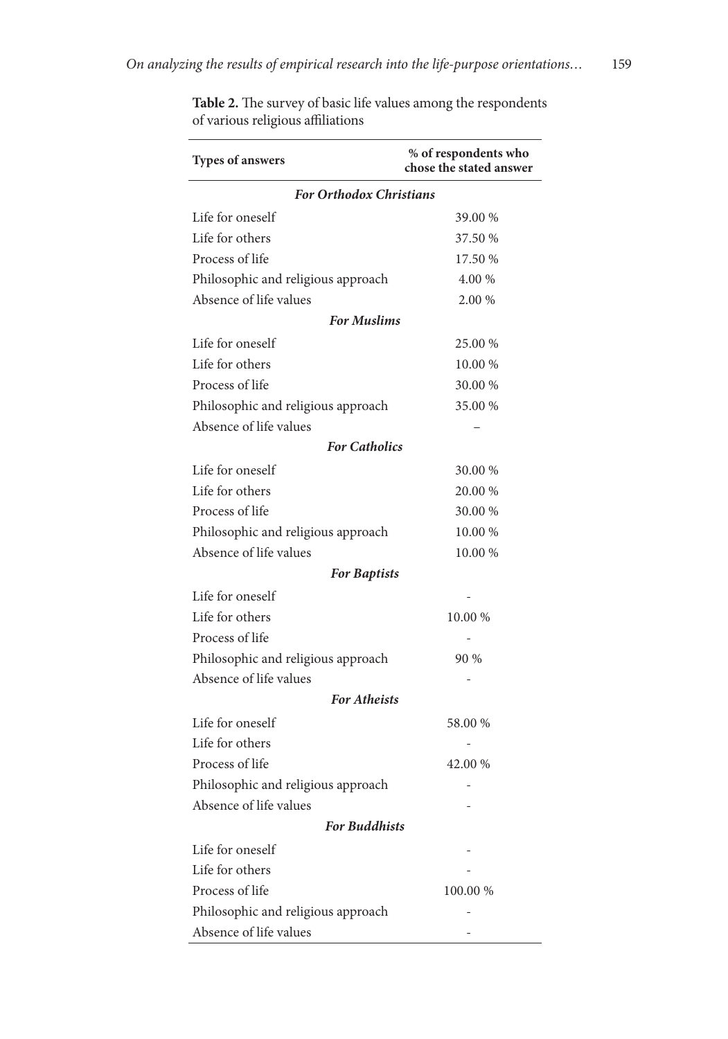**Table 2.** The survey of basic life values among the respondents of various religious affiliations

| Types of answers | % of respondents who chose the stated answer |
|---|---|
| ***For Orthodox Christians*** | |
| Life for oneself | 39.00 % |
| Life for others | 37.50 % |
| Process of life | 17.50 % |
| Philosophic and religious approach | 4.00 % |
| Absence of life values | 2.00 % |
| ***For Muslims*** | |
| Life for oneself | 25.00 % |
| Life for others | 10.00 % |
| Process of life | 30.00 % |
| Philosophic and religious approach | 35.00 % |
| Absence of life values | – |
| ***For Catholics*** | |
| Life for oneself | 30.00 % |
| Life for others | 20.00 % |
| Process of life | 30.00 % |
| Philosophic and religious approach | 10.00 % |
| Absence of life values | 10.00 % |
| ***For Baptists*** | |
| Life for oneself | - |
| Life for others | 10.00 % |
| Process of life | - |
| Philosophic and religious approach | 90 % |
| Absence of life values | - |
| ***For Atheists*** | |
| Life for oneself | 58.00 % |
| Life for others | - |
| Process of life | 42.00 % |
| Philosophic and religious approach | - |
| Absence of life values | - |
| ***For Buddhists*** | |
| Life for oneself | - |
| Life for others | - |
| Process of life | 100.00 % |
| Philosophic and religious approach | - |
| Absence of life values | - |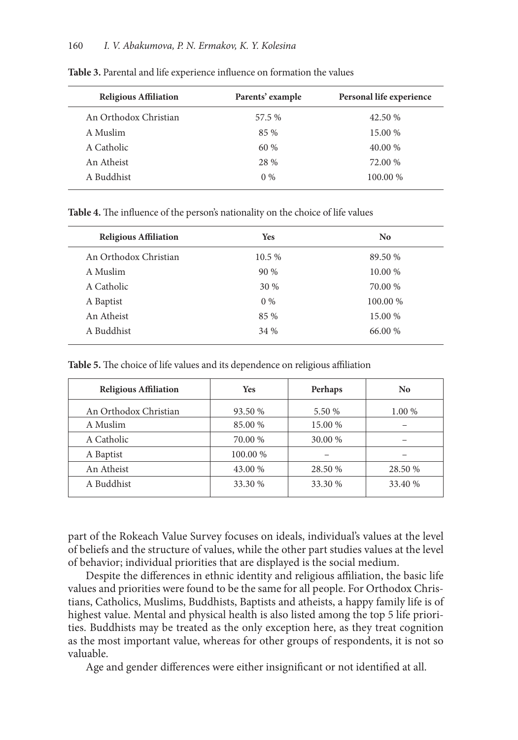**Table 3.** Parental and life experience influence on formation the values

| Religious Affiliation | Parents' example | Personal life experience |
|---|---|---|
| An Orthodox Christian | 57.5 % | 42.50 % |
| A Muslim | 85 % | 15.00 % |
| A Catholic | 60 % | 40.00 % |
| An Atheist | 28 % | 72.00 % |
| A Buddhist | 0 % | 100.00 % |

**Table 4.** The influence of the person's nationality on the choice of life values

| Religious Affiliation | Yes | No |
|---|---|---|
| An Orthodox Christian | 10.5 % | 89.50 % |
| A Muslim | 90 % | 10.00 % |
| A Catholic | 30 % | 70.00 % |
| A Baptist | 0 % | 100.00 % |
| An Atheist | 85 % | 15.00 % |
| A Buddhist | 34 % | 66.00 % |

**Table 5.** The choice of life values and its dependence on religious affiliation

| Religious Affiliation | Yes | Perhaps | No |
|---|---|---|---|
| An Orthodox Christian | 93.50 % | 5.50 % | 1.00 % |
| A Muslim | 85.00 % | 15.00 % | – |
| A Catholic | 70.00 % | 30.00 % | – |
| A Baptist | 100.00 % | – | – |
| An Atheist | 43.00 % | 28.50 % | 28.50 % |
| A Buddhist | 33.30 % | 33.30 % | 33.40 % |

part of the Rokeach Value Survey focuses on ideals, individual's values at the level of beliefs and the structure of values, while the other part studies values at the level of behavior; individual priorities that are displayed is the social medium.

Despite the differences in ethnic identity and religious affiliation, the basic life values and priorities were found to be the same for all people. For Orthodox Christians, Catholics, Muslims, Buddhists, Baptists and atheists, a happy family life is of highest value. Mental and physical health is also listed among the top 5 life priorities. Buddhists may be treated as the only exception here, as they treat cognition as the most important value, whereas for other groups of respondents, it is not so valuable.

Age and gender differences were either insignificant or not identified at all.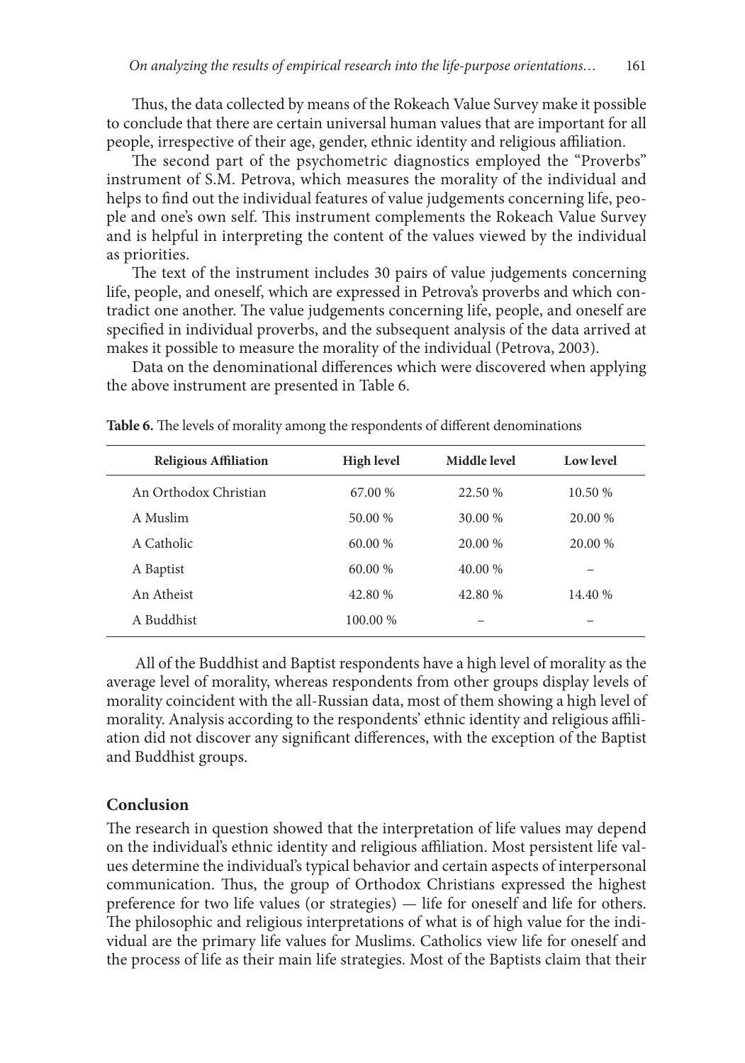Thus, the data collected by means of the Rokeach Value Survey make it possible to conclude that there are certain universal human values that are important for all people, irrespective of their age, gender, ethnic identity and religious affiliation.

The second part of the psychometric diagnostics employed the "Proverbs" instrument of S.M. Petrova, which measures the morality of the individual and helps to find out the individual features of value judgements concerning life, people and one's own self. This instrument complements the Rokeach Value Survey and is helpful in interpreting the content of the values viewed by the individual as priorities.

The text of the instrument includes 30 pairs of value judgements concerning life, people, and oneself, which are expressed in Petrova's proverbs and which contradict one another. The value judgements concerning life, people, and oneself are specified in individual proverbs, and the subsequent analysis of the data arrived at makes it possible to measure the morality of the individual (Petrova, 2003).

Data on the denominational differences which were discovered when applying the above instrument are presented in Table 6.

**Table 6.** The levels of morality among the respondents of different denominations

| Religious Affiliation | High level | Middle level | Low level |
|---|---|---|---|
| An Orthodox Christian | 67.00 % | 22.50 % | 10.50 % |
| A Muslim | 50.00 % | 30.00 % | 20.00 % |
| A Catholic | 60.00 % | 20.00 % | 20.00 % |
| A Baptist | 60.00 % | 40.00 % | – |
| An Atheist | 42.80 % | 42.80 % | 14.40 % |
| A Buddhist | 100.00 % | – | – |

All of the Buddhist and Baptist respondents have a high level of morality as the average level of morality, whereas respondents from other groups display levels of morality coincident with the all-Russian data, most of them showing a high level of morality. Analysis according to the respondents' ethnic identity and religious affiliation did not discover any significant differences, with the exception of the Baptist and Buddhist groups.

## Conclusion

The research in question showed that the interpretation of life values may depend on the individual's ethnic identity and religious affiliation. Most persistent life values determine the individual's typical behavior and certain aspects of interpersonal communication. Thus, the group of Orthodox Christians expressed the highest preference for two life values (or strategies) — life for oneself and life for others. The philosophic and religious interpretations of what is of high value for the individual are the primary life values for Muslims. Catholics view life for oneself and the process of life as their main life strategies. Most of the Baptists claim that their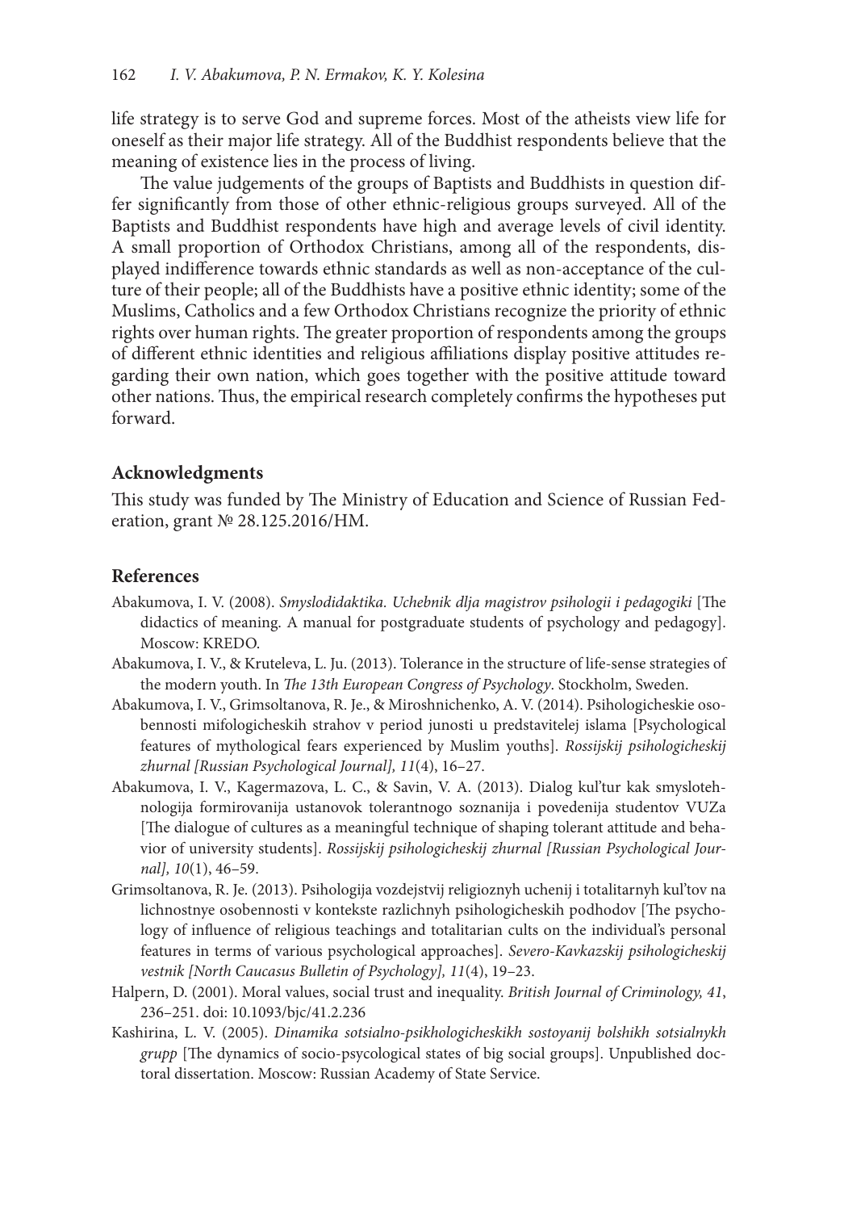life strategy is to serve God and supreme forces. Most of the atheists view life for oneself as their major life strategy. All of the Buddhist respondents believe that the meaning of existence lies in the process of living.

The value judgements of the groups of Baptists and Buddhists in question differ significantly from those of other ethnic-religious groups surveyed. All of the Baptists and Buddhist respondents have high and average levels of civil identity. A small proportion of Orthodox Christians, among all of the respondents, displayed indifference towards ethnic standards as well as non-acceptance of the culture of their people; all of the Buddhists have a positive ethnic identity; some of the Muslims, Catholics and a few Orthodox Christians recognize the priority of ethnic rights over human rights. The greater proportion of respondents among the groups of different ethnic identities and religious affiliations display positive attitudes regarding their own nation, which goes together with the positive attitude toward other nations. Thus, the empirical research completely confirms the hypotheses put forward.

## Acknowledgments

This study was funded by The Ministry of Education and Science of Russian Federation, grant № 28.125.2016/HM.

## References

Abakumova, I. V. (2008). *Smyslodidaktika. Uchebnik dlja magistrov psihologii i pedagogiki* [The didactics of meaning. A manual for postgraduate students of psychology and pedagogy]. Moscow: KREDO.

Abakumova, I. V., & Kruteleva, L. Ju. (2013). Tolerance in the structure of life-sense strategies of the modern youth. In *The 13th European Congress of Psychology*. Stockholm, Sweden.

Abakumova, I. V., Grimsoltanova, R. Je., & Miroshnichenko, A. V. (2014). Psihologicheskie osobennosti mifologicheskih strahov v period junosti u predstavitelej islama [Psychological features of mythological fears experienced by Muslim youths]. *Rossijskij psihologicheskij zhurnal [Russian Psychological Journal], 11*(4), 16–27.

Abakumova, I. V., Kagermazova, L. C., & Savin, V. A. (2013). Dialog kul'tur kak smyslotehnologija formirovanija ustanovok tolerantnogo soznanija i povedenija studentov VUZa [The dialogue of cultures as a meaningful technique of shaping tolerant attitude and behavior of university students]. *Rossijskij psihologicheskij zhurnal [Russian Psychological Journal], 10*(1), 46–59.

Grimsoltanova, R. Je. (2013). Psihologija vozdejstvij religioznyh uchenij i totalitarnyh kul'tov na lichnostnye osobennosti v kontekste razlichnyh psihologicheskih podhodov [The psychology of influence of religious teachings and totalitarian cults on the individual's personal features in terms of various psychological approaches]. *Severo-Kavkazskij psihologicheskij vestnik [North Caucasus Bulletin of Psychology], 11*(4), 19–23.

Halpern, D. (2001). Moral values, social trust and inequality. *British Journal of Criminology, 41*, 236–251. doi: 10.1093/bjc/41.2.236

Kashirina, L. V. (2005). *Dinamika sotsialno-psikhologicheskikh sostoyanij bolshikh sotsialnykh grupp* [The dynamics of socio-psycological states of big social groups]. Unpublished doctoral dissertation. Moscow: Russian Academy of State Service.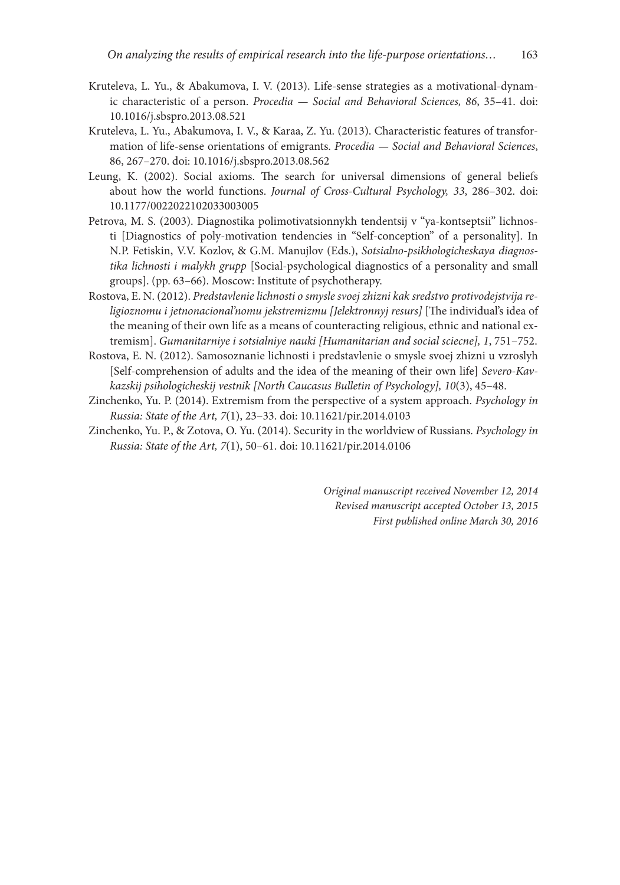Kruteleva, L. Yu., & Abakumova, I. V. (2013). Life-sense strategies as a motivational-dynamic characteristic of a person. *Procedia — Social and Behavioral Sciences, 86*, 35–41. doi: 10.1016/j.sbspro.2013.08.521

Kruteleva, L. Yu., Abakumova, I. V., & Karaa, Z. Yu. (2013). Characteristic features of transformation of life-sense orientations of emigrants. *Procedia — Social and Behavioral Sciences*, 86, 267–270. doi: 10.1016/j.sbspro.2013.08.562

Leung, K. (2002). Social axioms. The search for universal dimensions of general beliefs about how the world functions. *Journal of Cross-Cultural Psychology, 33*, 286–302. doi: 10.1177/0022022102033003005

Petrova, M. S. (2003). Diagnostika polimotivatsionnykh tendentsij v "ya-kontseptsii" lichnosti [Diagnostics of poly-motivation tendencies in "Self-conception" of a personality]. In N.P. Fetiskin, V.V. Kozlov, & G.M. Manujlov (Eds.), *Sotsialno-psikhologicheskaya diagnostika lichnosti i malykh grupp* [Social-psychological diagnostics of a personality and small groups]. (pp. 63–66). Moscow: Institute of psychotherapy.

Rostova, E. N. (2012). *Predstavlenie lichnosti o smysle svoej zhizni kak sredstvo protivodejstvija religioznomu i jetnonacional'nomu jekstremizmu [Jelektronnyj resurs]* [The individual's idea of the meaning of their own life as a means of counteracting religious, ethnic and national extremism]. *Gumanitarniye i sotsialniye nauki [Humanitarian and social sciecne], 1*, 751–752.

Rostova, E. N. (2012). Samosoznanie lichnosti i predstavlenie o smysle svoej zhizni u vzroslyh [Self-comprehension of adults and the idea of the meaning of their own life] *Severo-Kavkazskij psihologicheskij vestnik [North Caucasus Bulletin of Psychology], 10*(3), 45–48.

Zinchenko, Yu. P. (2014). Extremism from the perspective of a system approach. *Psychology in Russia: State of the Art, 7*(1), 23–33. doi: 10.11621/pir.2014.0103

Zinchenko, Yu. P., & Zotova, O. Yu. (2014). Security in the worldview of Russians. *Psychology in Russia: State of the Art, 7*(1), 50–61. doi: 10.11621/pir.2014.0106

*Original manuscript received November 12, 2014*
*Revised manuscript accepted October 13, 2015*
*First published online March 30, 2016*